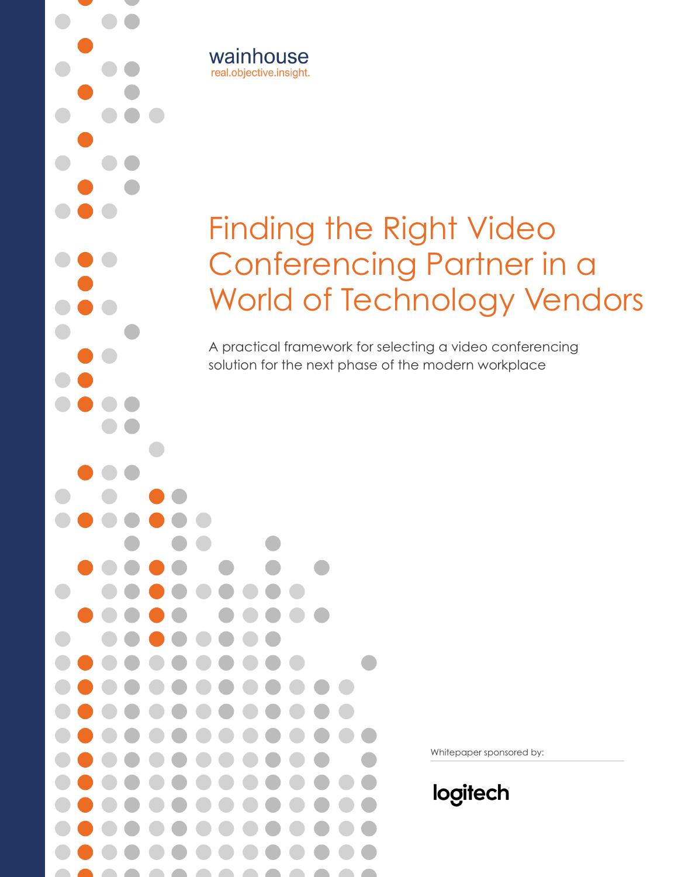wainhouse
real.objective.insight.

# Finding the Right Video Conferencing Partner in a World of Technology Vendors

A practical framework for selecting a video conferencing solution for the next phase of the modern workplace

Whitepaper sponsored by:

logitech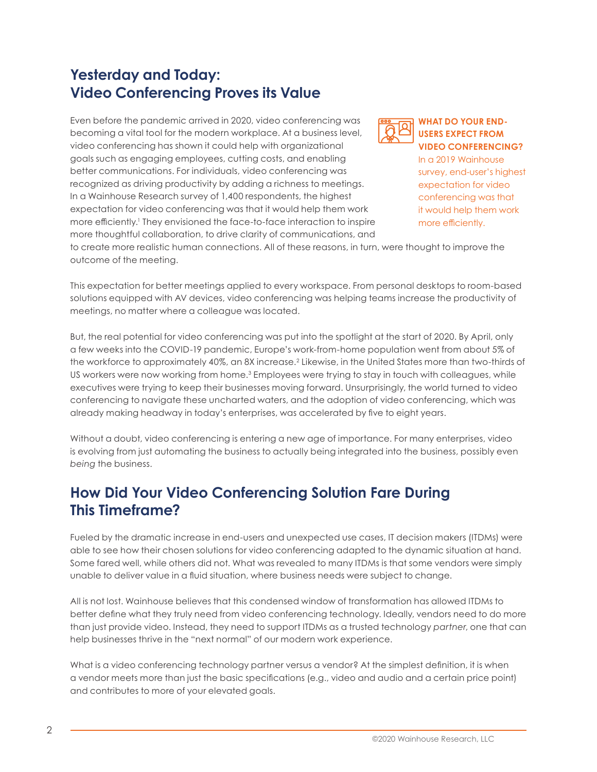## Yesterday and Today: Video Conferencing Proves its Value

Even before the pandemic arrived in 2020, video conferencing was becoming a vital tool for the modern workplace. At a business level, video conferencing has shown it could help with organizational goals such as engaging employees, cutting costs, and enabling better communications. For individuals, video conferencing was recognized as driving productivity by adding a richness to meetings. In a Wainhouse Research survey of 1,400 respondents, the highest expectation for video conferencing was that it would help them work more efficiently.[1] They envisioned the face-to-face interaction to inspire more thoughtful collaboration, to drive clarity of communications, and to create more realistic human connections. All of these reasons, in turn, were thought to improve the outcome of the meeting.

**WHAT DO YOUR END-USERS EXPECT FROM VIDEO CONFERENCING?**

In a 2019 Wainhouse survey, end-user's highest expectation for video conferencing was that it would help them work more efficiently.

This expectation for better meetings applied to every workspace. From personal desktops to room-based solutions equipped with AV devices, video conferencing was helping teams increase the productivity of meetings, no matter where a colleague was located.

But, the real potential for video conferencing was put into the spotlight at the start of 2020. By April, only a few weeks into the COVID-19 pandemic, Europe's work-from-home population went from about 5% of the workforce to approximately 40%, an 8X increase.[2] Likewise, in the United States more than two-thirds of US workers were now working from home.[3] Employees were trying to stay in touch with colleagues, while executives were trying to keep their businesses moving forward. Unsurprisingly, the world turned to video conferencing to navigate these uncharted waters, and the adoption of video conferencing, which was already making headway in today's enterprises, was accelerated by five to eight years.

Without a doubt, video conferencing is entering a new age of importance. For many enterprises, video is evolving from just automating the business to actually being integrated into the business, possibly even *being* the business.

## How Did Your Video Conferencing Solution Fare During This Timeframe?

Fueled by the dramatic increase in end-users and unexpected use cases, IT decision makers (ITDMs) were able to see how their chosen solutions for video conferencing adapted to the dynamic situation at hand. Some fared well, while others did not. What was revealed to many ITDMs is that some vendors were simply unable to deliver value in a fluid situation, where business needs were subject to change.

All is not lost. Wainhouse believes that this condensed window of transformation has allowed ITDMs to better define what they truly need from video conferencing technology. Ideally, vendors need to do more than just provide video. Instead, they need to support ITDMs as a trusted technology *partner*, one that can help businesses thrive in the "next normal" of our modern work experience.

What is a video conferencing technology partner versus a vendor? At the simplest definition, it is when a vendor meets more than just the basic specifications (e.g., video and audio and a certain price point) and contributes to more of your elevated goals.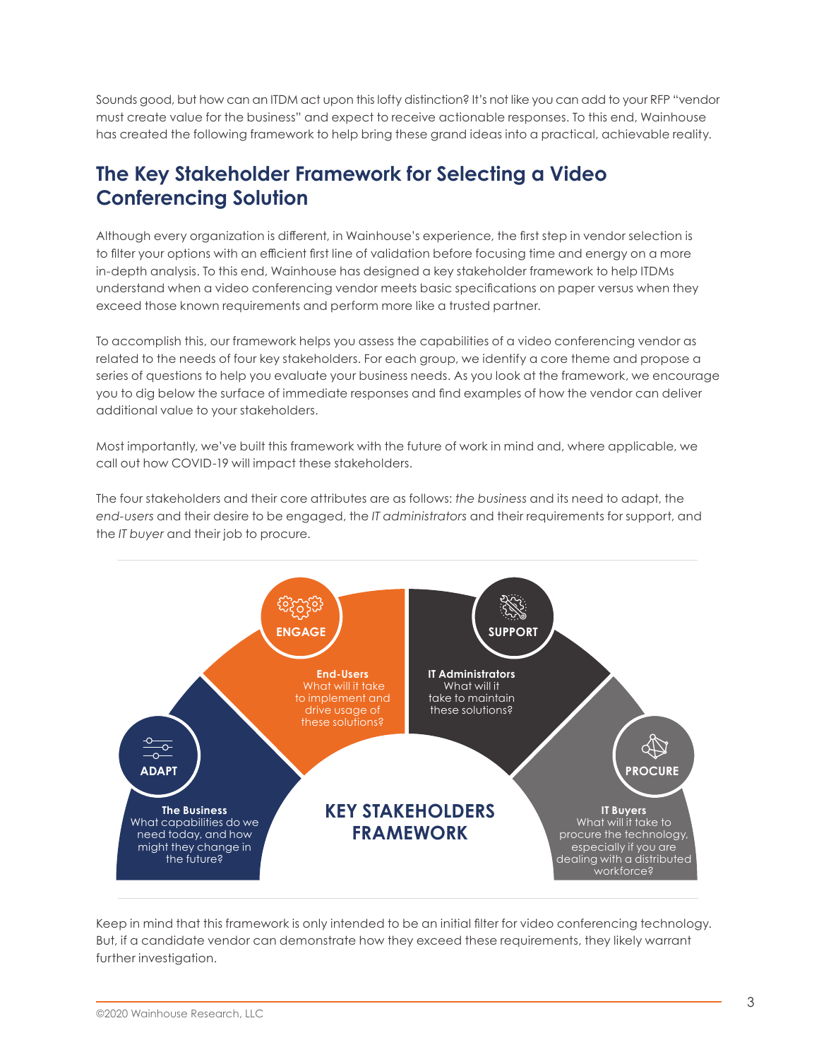Sounds good, but how can an ITDM act upon this lofty distinction? It's not like you can add to your RFP "vendor must create value for the business" and expect to receive actionable responses. To this end, Wainhouse has created the following framework to help bring these grand ideas into a practical, achievable reality.

## The Key Stakeholder Framework for Selecting a Video Conferencing Solution

Although every organization is different, in Wainhouse's experience, the first step in vendor selection is to filter your options with an efficient first line of validation before focusing time and energy on a more in-depth analysis. To this end, Wainhouse has designed a key stakeholder framework to help ITDMs understand when a video conferencing vendor meets basic specifications on paper versus when they exceed those known requirements and perform more like a trusted partner.

To accomplish this, our framework helps you assess the capabilities of a video conferencing vendor as related to the needs of four key stakeholders. For each group, we identify a core theme and propose a series of questions to help you evaluate your business needs. As you look at the framework, we encourage you to dig below the surface of immediate responses and find examples of how the vendor can deliver additional value to your stakeholders.

Most importantly, we've built this framework with the future of work in mind and, where applicable, we call out how COVID-19 will impact these stakeholders.

The four stakeholders and their core attributes are as follows: *the business* and its need to adapt, the *end-users* and their desire to be engaged, the *IT administrators* and their requirements for support, and the *IT buyer* and their job to procure.

**KEY STAKEHOLDERS FRAMEWORK**

**ADAPT**
**The Business**
What capabilities do we need today, and how might they change in the future?

**ENGAGE**
**End-Users**
What will it take to implement and drive usage of these solutions?

**SUPPORT**
**IT Administrators**
What will it take to maintain these solutions?

**PROCURE**
**IT Buyers**
What will it take to procure the technology, especially if you are dealing with a distributed workforce?

Keep in mind that this framework is only intended to be an initial filter for video conferencing technology. But, if a candidate vendor can demonstrate how they exceed these requirements, they likely warrant further investigation.

©2020 Wainhouse Research, LLC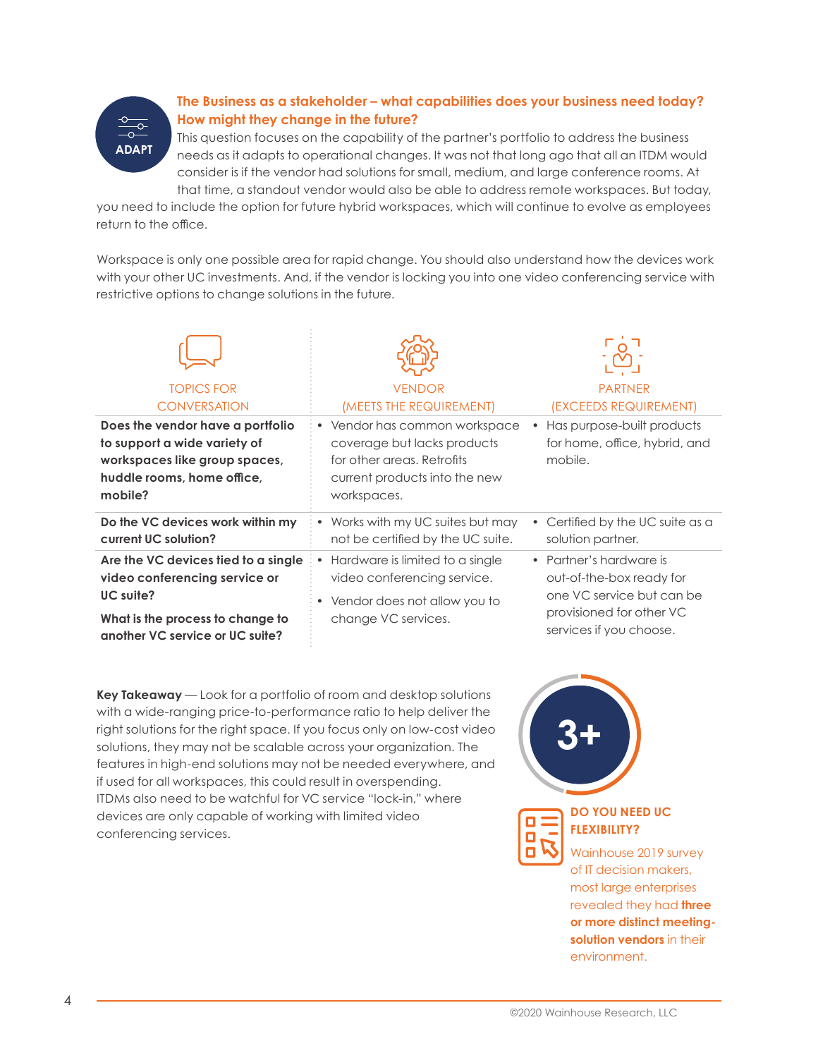ADAPT

### The Business as a stakeholder – what capabilities does your business need today? How might they change in the future?

This question focuses on the capability of the partner's portfolio to address the business needs as it adapts to operational changes. It was not that long ago that all an ITDM would consider is if the vendor had solutions for small, medium, and large conference rooms. At that time, a standout vendor would also be able to address remote workspaces. But today, you need to include the option for future hybrid workspaces, which will continue to evolve as employees return to the office.

Workspace is only one possible area for rapid change. You should also understand how the devices work with your other UC investments. And, if the vendor is locking you into one video conferencing service with restrictive options to change solutions in the future.

| TOPICS FOR CONVERSATION | VENDOR (MEETS THE REQUIREMENT) | PARTNER (EXCEEDS REQUIREMENT) |
|---|---|---|
| **Does the vendor have a portfolio to support a wide variety of workspaces like group spaces, huddle rooms, home office, mobile?** | • Vendor has common workspace coverage but lacks products for other areas. Retrofits current products into the new workspaces. | • Has purpose-built products for home, office, hybrid, and mobile. |
| **Do the VC devices work within my current UC solution?** | • Works with my UC suites but may not be certified by the UC suite. | • Certified by the UC suite as a solution partner. |
| **Are the VC devices tied to a single video conferencing service or UC suite?** **What is the process to change to another VC service or UC suite?** | • Hardware is limited to a single video conferencing service. • Vendor does not allow you to change VC services. | • Partner's hardware is out-of-the-box ready for one VC service but can be provisioned for other VC services if you choose. |

**Key Takeaway** — Look for a portfolio of room and desktop solutions with a wide-ranging price-to-performance ratio to help deliver the right solutions for the right space. If you focus only on low-cost video solutions, they may not be scalable across your organization. The features in high-end solutions may not be needed everywhere, and if used for all workspaces, this could result in overspending. ITDMs also need to be watchful for VC service "lock-in," where devices are only capable of working with limited video conferencing services.

**3+**

**DO YOU NEED UC FLEXIBILITY?**

Wainhouse 2019 survey of IT decision makers, most large enterprises revealed they had **three or more distinct meeting-solution vendors** in their environment.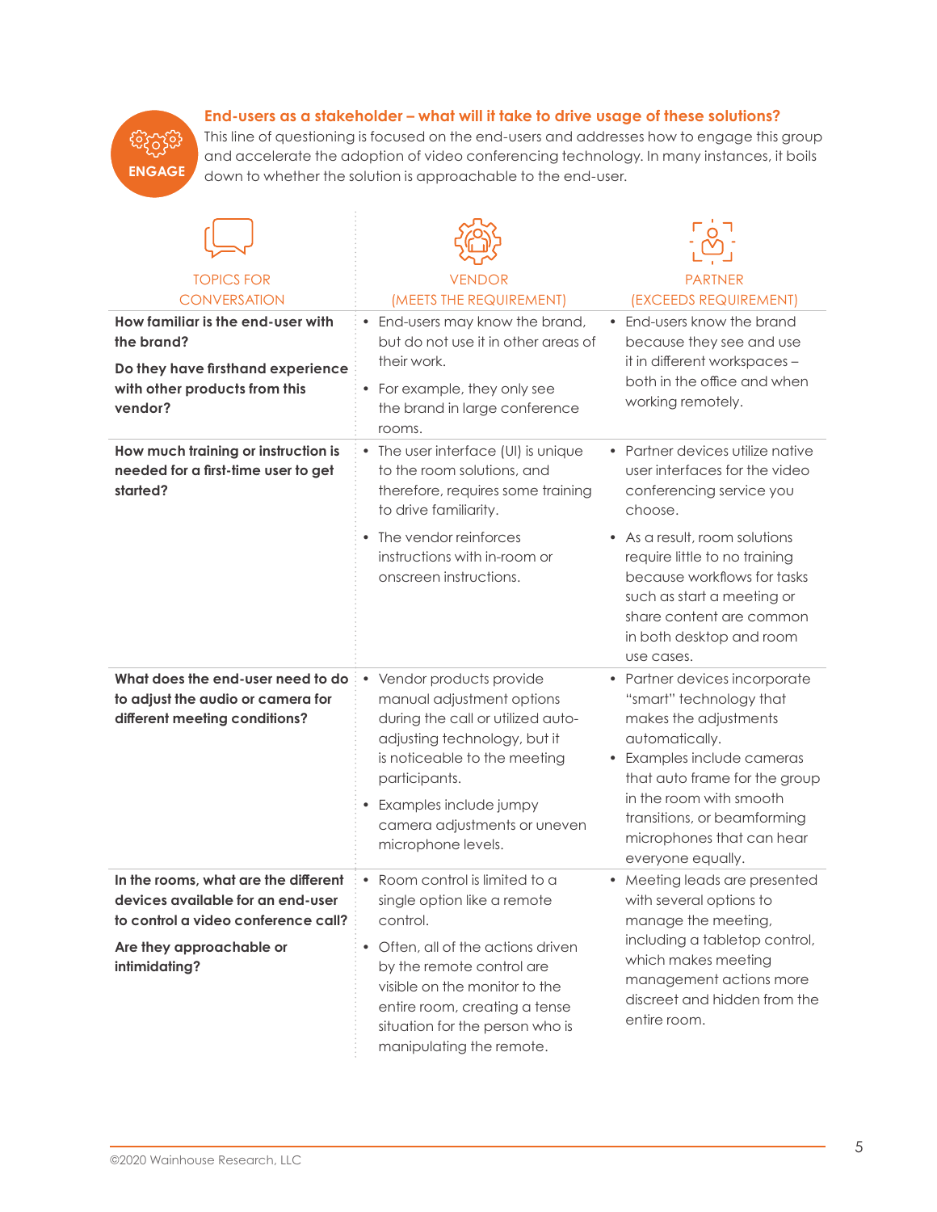ENGAGE

## End-users as a stakeholder – what will it take to drive usage of these solutions?

This line of questioning is focused on the end-users and addresses how to engage this group and accelerate the adoption of video conferencing technology. In many instances, it boils down to whether the solution is approachable to the end-user.

| TOPICS FOR CONVERSATION | VENDOR (MEETS THE REQUIREMENT) | PARTNER (EXCEEDS REQUIREMENT) |
|---|---|---|
| **How familiar is the end-user with the brand?**<br><br>**Do they have firsthand experience with other products from this vendor?** | • End-users may know the brand, but do not use it in other areas of their work.<br>• For example, they only see the brand in large conference rooms. | • End-users know the brand because they see and use it in different workspaces – both in the office and when working remotely. |
| **How much training or instruction is needed for a first-time user to get started?** | • The user interface (UI) is unique to the room solutions, and therefore, requires some training to drive familiarity.<br>• The vendor reinforces instructions with in-room or onscreen instructions. | • Partner devices utilize native user interfaces for the video conferencing service you choose.<br>• As a result, room solutions require little to no training because workflows for tasks such as start a meeting or share content are common in both desktop and room use cases. |
| **What does the end-user need to do to adjust the audio or camera for different meeting conditions?** | • Vendor products provide manual adjustment options during the call or utilized auto-adjusting technology, but it is noticeable to the meeting participants.<br>• Examples include jumpy camera adjustments or uneven microphone levels. | • Partner devices incorporate "smart" technology that makes the adjustments automatically.<br>• Examples include cameras that auto frame for the group in the room with smooth transitions, or beamforming microphones that can hear everyone equally. |
| **In the rooms, what are the different devices available for an end-user to control a video conference call?**<br><br>**Are they approachable or intimidating?** | • Room control is limited to a single option like a remote control.<br>• Often, all of the actions driven by the remote control are visible on the monitor to the entire room, creating a tense situation for the person who is manipulating the remote. | • Meeting leads are presented with several options to manage the meeting, including a tabletop control, which makes meeting management actions more discreet and hidden from the entire room. |

©2020 Wainhouse Research, LLC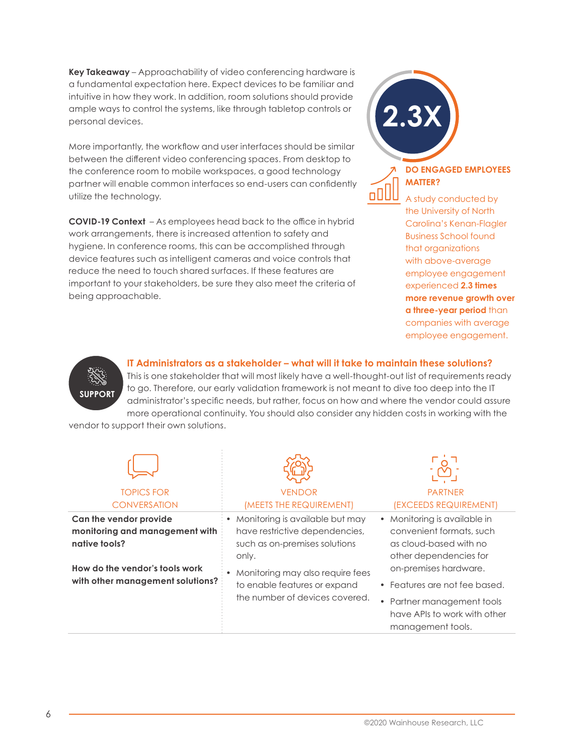**Key Takeaway** – Approachability of video conferencing hardware is a fundamental expectation here. Expect devices to be familiar and intuitive in how they work. In addition, room solutions should provide ample ways to control the systems, like through tabletop controls or personal devices.

More importantly, the workflow and user interfaces should be similar between the different video conferencing spaces. From desktop to the conference room to mobile workspaces, a good technology partner will enable common interfaces so end-users can confidently utilize the technology.

**COVID-19 Context** – As employees head back to the office in hybrid work arrangements, there is increased attention to safety and hygiene. In conference rooms, this can be accomplished through device features such as intelligent cameras and voice controls that reduce the need to touch shared surfaces. If these features are important to your stakeholders, be sure they also meet the criteria of being approachable.

**2.3X**

**DO ENGAGED EMPLOYEES MATTER?**

A study conducted by the University of North Carolina's Kenan-Flagler Business School found that organizations with above-average employee engagement experienced **2.3 times more revenue growth over a three-year period** than companies with average employee engagement.

SUPPORT

### IT Administrators as a stakeholder – what will it take to maintain these solutions?

This is one stakeholder that will most likely have a well-thought-out list of requirements ready to go. Therefore, our early validation framework is not meant to dive too deep into the IT administrator's specific needs, but rather, focus on how and where the vendor could assure more operational continuity. You should also consider any hidden costs in working with the vendor to support their own solutions.

| TOPICS FOR CONVERSATION | VENDOR (MEETS THE REQUIREMENT) | PARTNER (EXCEEDS REQUIREMENT) |
|---|---|---|
| **Can the vendor provide monitoring and management with native tools?**<br><br>**How do the vendor's tools work with other management solutions?** | • Monitoring is available but may have restrictive dependencies, such as on-premises solutions only.<br>• Monitoring may also require fees to enable features or expand the number of devices covered. | • Monitoring is available in convenient formats, such as cloud-based with no other dependencies for on-premises hardware.<br>• Features are not fee based.<br>• Partner management tools have APIs to work with other management tools. |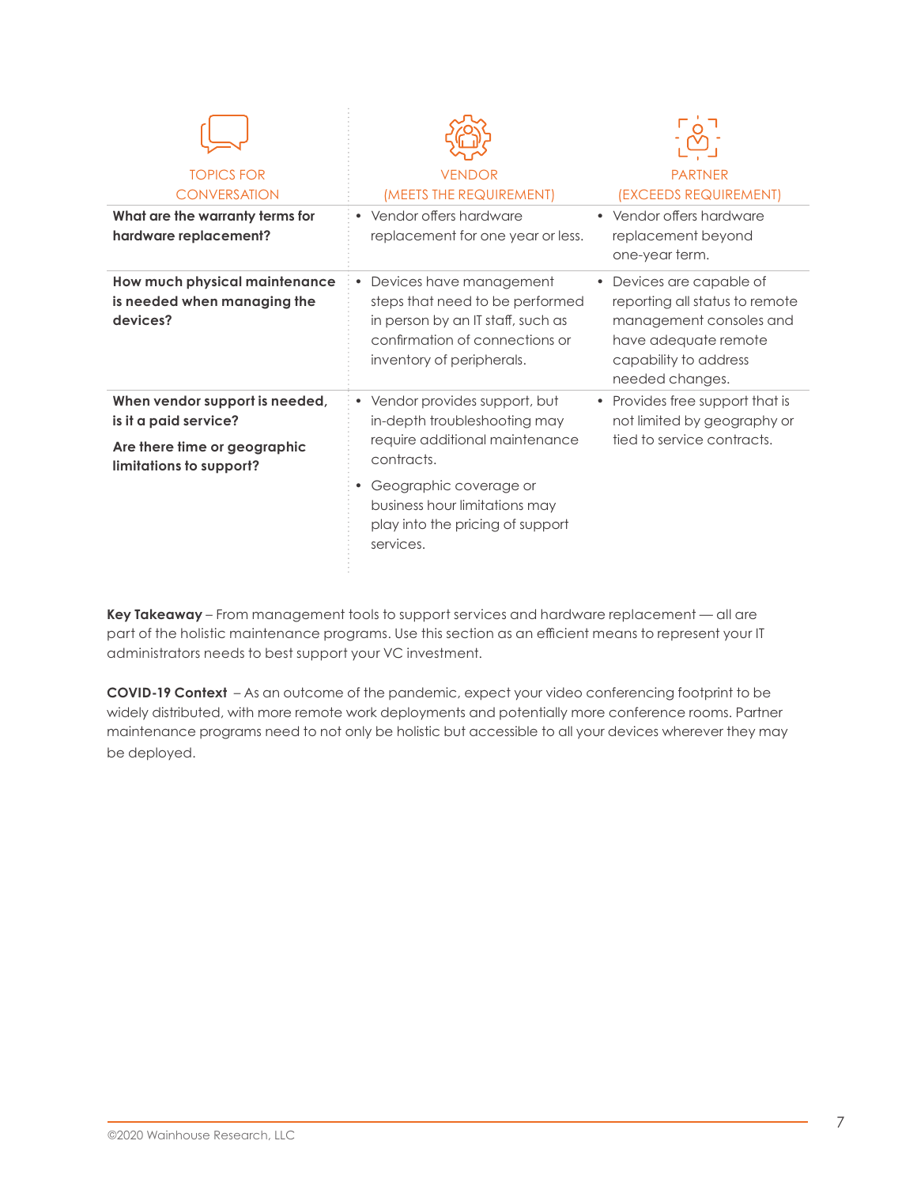| TOPICS FOR CONVERSATION | VENDOR (MEETS THE REQUIREMENT) | PARTNER (EXCEEDS REQUIREMENT) |
|---|---|---|
| **What are the warranty terms for hardware replacement?** | • Vendor offers hardware replacement for one year or less. | • Vendor offers hardware replacement beyond one-year term. |
| **How much physical maintenance is needed when managing the devices?** | • Devices have management steps that need to be performed in person by an IT staff, such as confirmation of connections or inventory of peripherals. | • Devices are capable of reporting all status to remote management consoles and have adequate remote capability to address needed changes. |
| **When vendor support is needed, is it a paid service?** <br> **Are there time or geographic limitations to support?** | • Vendor provides support, but in-depth troubleshooting may require additional maintenance contracts. <br> • Geographic coverage or business hour limitations may play into the pricing of support services. | • Provides free support that is not limited by geography or tied to service contracts. |

**Key Takeaway** – From management tools to support services and hardware replacement — all are part of the holistic maintenance programs. Use this section as an efficient means to represent your IT administrators needs to best support your VC investment.

**COVID-19 Context** – As an outcome of the pandemic, expect your video conferencing footprint to be widely distributed, with more remote work deployments and potentially more conference rooms. Partner maintenance programs need to not only be holistic but accessible to all your devices wherever they may be deployed.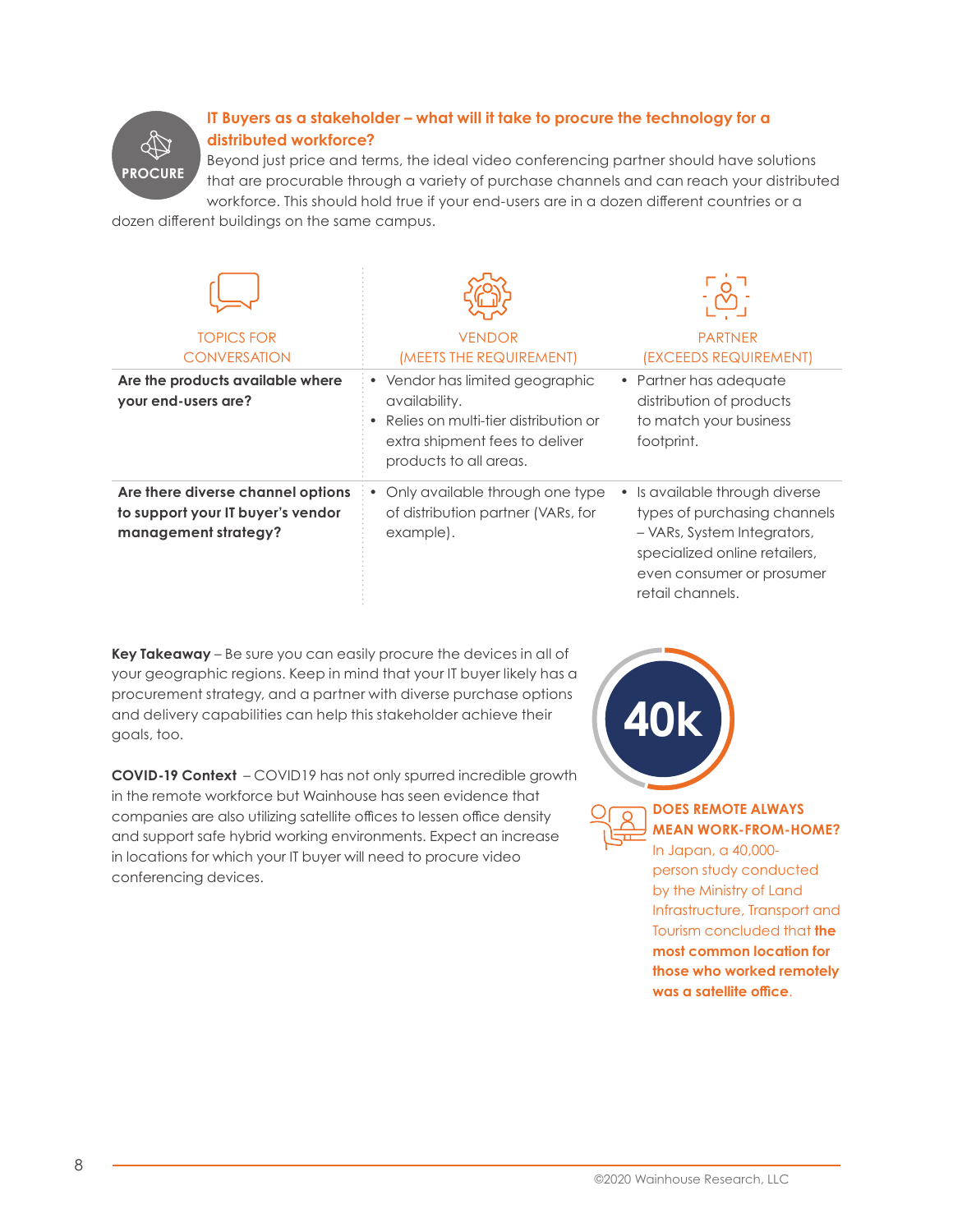PROCURE

## IT Buyers as a stakeholder – what will it take to procure the technology for a distributed workforce?

Beyond just price and terms, the ideal video conferencing partner should have solutions that are procurable through a variety of purchase channels and can reach your distributed workforce. This should hold true if your end-users are in a dozen different countries or a dozen different buildings on the same campus.

| TOPICS FOR CONVERSATION | VENDOR (MEETS THE REQUIREMENT) | PARTNER (EXCEEDS REQUIREMENT) |
|---|---|---|
| **Are the products available where your end-users are?** | • Vendor has limited geographic availability.<br>• Relies on multi-tier distribution or extra shipment fees to deliver products to all areas. | • Partner has adequate distribution of products to match your business footprint. |
| **Are there diverse channel options to support your IT buyer's vendor management strategy?** | • Only available through one type of distribution partner (VARs, for example). | • Is available through diverse types of purchasing channels – VARs, System Integrators, specialized online retailers, even consumer or prosumer retail channels. |

**Key Takeaway** – Be sure you can easily procure the devices in all of your geographic regions. Keep in mind that your IT buyer likely has a procurement strategy, and a partner with diverse purchase options and delivery capabilities can help this stakeholder achieve their goals, too.

**COVID-19 Context** – COVID19 has not only spurred incredible growth in the remote workforce but Wainhouse has seen evidence that companies are also utilizing satellite offices to lessen office density and support safe hybrid working environments. Expect an increase in locations for which your IT buyer will need to procure video conferencing devices.

40k

**DOES REMOTE ALWAYS MEAN WORK-FROM-HOME?**

In Japan, a 40,000-person study conducted by the Ministry of Land Infrastructure, Transport and Tourism concluded that **the most common location for those who worked remotely was a satellite office**.

©2020 Wainhouse Research, LLC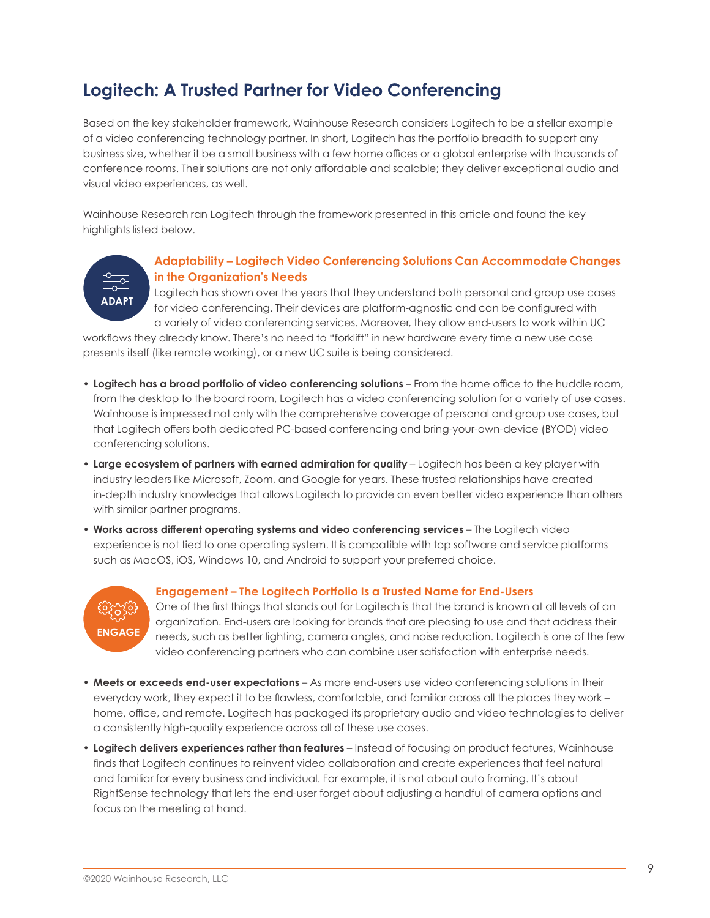# Logitech: A Trusted Partner for Video Conferencing

Based on the key stakeholder framework, Wainhouse Research considers Logitech to be a stellar example of a video conferencing technology partner. In short, Logitech has the portfolio breadth to support any business size, whether it be a small business with a few home offices or a global enterprise with thousands of conference rooms. Their solutions are not only affordable and scalable; they deliver exceptional audio and visual video experiences, as well.

Wainhouse Research ran Logitech through the framework presented in this article and found the key highlights listed below.

ADAPT

### Adaptability – Logitech Video Conferencing Solutions Can Accommodate Changes in the Organization's Needs

Logitech has shown over the years that they understand both personal and group use cases for video conferencing. Their devices are platform-agnostic and can be configured with a variety of video conferencing services. Moreover, they allow end-users to work within UC workflows they already know. There's no need to "forklift" in new hardware every time a new use case presents itself (like remote working), or a new UC suite is being considered.

- **Logitech has a broad portfolio of video conferencing solutions** – From the home office to the huddle room, from the desktop to the board room, Logitech has a video conferencing solution for a variety of use cases. Wainhouse is impressed not only with the comprehensive coverage of personal and group use cases, but that Logitech offers both dedicated PC-based conferencing and bring-your-own-device (BYOD) video conferencing solutions.
- **Large ecosystem of partners with earned admiration for quality** – Logitech has been a key player with industry leaders like Microsoft, Zoom, and Google for years. These trusted relationships have created in-depth industry knowledge that allows Logitech to provide an even better video experience than others with similar partner programs.
- **Works across different operating systems and video conferencing services** – The Logitech video experience is not tied to one operating system. It is compatible with top software and service platforms such as MacOS, iOS, Windows 10, and Android to support your preferred choice.

ENGAGE

### Engagement – The Logitech Portfolio Is a Trusted Name for End-Users

One of the first things that stands out for Logitech is that the brand is known at all levels of an organization. End-users are looking for brands that are pleasing to use and that address their needs, such as better lighting, camera angles, and noise reduction. Logitech is one of the few video conferencing partners who can combine user satisfaction with enterprise needs.

- **Meets or exceeds end-user expectations** – As more end-users use video conferencing solutions in their everyday work, they expect it to be flawless, comfortable, and familiar across all the places they work – home, office, and remote. Logitech has packaged its proprietary audio and video technologies to deliver a consistently high-quality experience across all of these use cases.
- **Logitech delivers experiences rather than features** – Instead of focusing on product features, Wainhouse finds that Logitech continues to reinvent video collaboration and create experiences that feel natural and familiar for every business and individual. For example, it is not about auto framing. It's about RightSense technology that lets the end-user forget about adjusting a handful of camera options and focus on the meeting at hand.

©2020 Wainhouse Research, LLC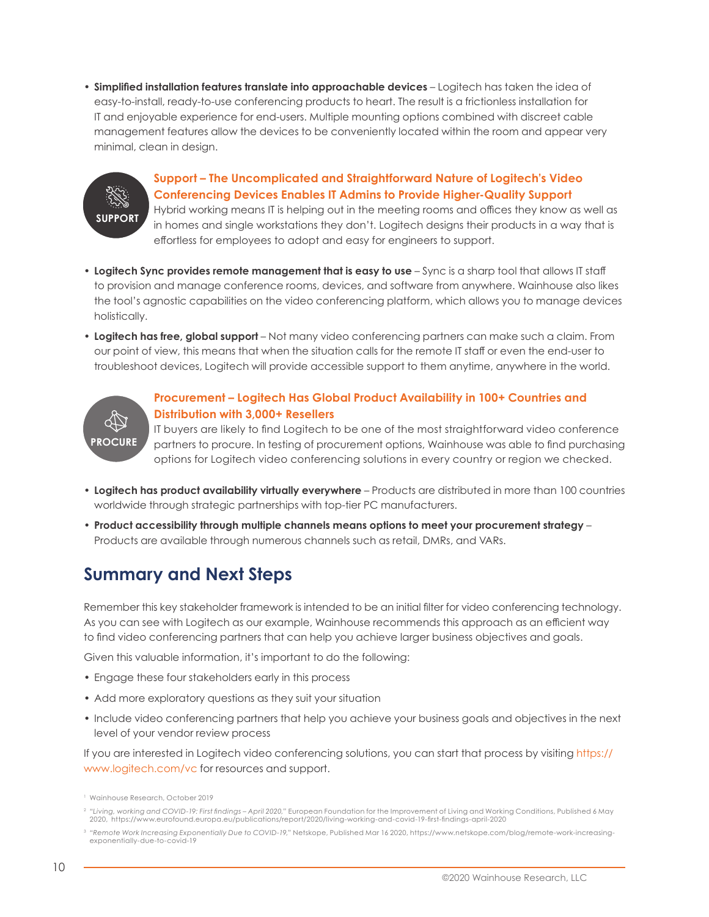- **Simplified installation features translate into approachable devices** – Logitech has taken the idea of easy-to-install, ready-to-use conferencing products to heart. The result is a frictionless installation for IT and enjoyable experience for end-users. Multiple mounting options combined with discreet cable management features allow the devices to be conveniently located within the room and appear very minimal, clean in design.

SUPPORT

### Support – The Uncomplicated and Straightforward Nature of Logitech's Video Conferencing Devices Enables IT Admins to Provide Higher-Quality Support

Hybrid working means IT is helping out in the meeting rooms and offices they know as well as in homes and single workstations they don't. Logitech designs their products in a way that is effortless for employees to adopt and easy for engineers to support.

- **Logitech Sync provides remote management that is easy to use** – Sync is a sharp tool that allows IT staff to provision and manage conference rooms, devices, and software from anywhere. Wainhouse also likes the tool's agnostic capabilities on the video conferencing platform, which allows you to manage devices holistically.
- **Logitech has free, global support** – Not many video conferencing partners can make such a claim. From our point of view, this means that when the situation calls for the remote IT staff or even the end-user to troubleshoot devices, Logitech will provide accessible support to them anytime, anywhere in the world.

PROCURE

### Procurement – Logitech Has Global Product Availability in 100+ Countries and Distribution with 3,000+ Resellers

IT buyers are likely to find Logitech to be one of the most straightforward video conference partners to procure. In testing of procurement options, Wainhouse was able to find purchasing options for Logitech video conferencing solutions in every country or region we checked.

- **Logitech has product availability virtually everywhere** – Products are distributed in more than 100 countries worldwide through strategic partnerships with top-tier PC manufacturers.
- **Product accessibility through multiple channels means options to meet your procurement strategy** – Products are available through numerous channels such as retail, DMRs, and VARs.

## Summary and Next Steps

Remember this key stakeholder framework is intended to be an initial filter for video conferencing technology. As you can see with Logitech as our example, Wainhouse recommends this approach as an efficient way to find video conferencing partners that can help you achieve larger business objectives and goals.

Given this valuable information, it's important to do the following:

- Engage these four stakeholders early in this process
- Add more exploratory questions as they suit your situation
- Include video conferencing partners that help you achieve your business goals and objectives in the next level of your vendor review process

If you are interested in Logitech video conferencing solutions, you can start that process by visiting https://www.logitech.com/vc for resources and support.

[1] Wainhouse Research, October 2019

[2] *"Living, working and COVID-19: First findings – April 2020,"* European Foundation for the Improvement of Living and Working Conditions, Published 6 May 2020, https://www.eurofound.europa.eu/publications/report/2020/living-working-and-covid-19-first-findings-april-2020

[3] *"Remote Work Increasing Exponentially Due to COVID-19,"* Netskope, Published Mar 16 2020, https://www.netskope.com/blog/remote-work-increasing-exponentially-due-to-covid-19

©2020 Wainhouse Research, LLC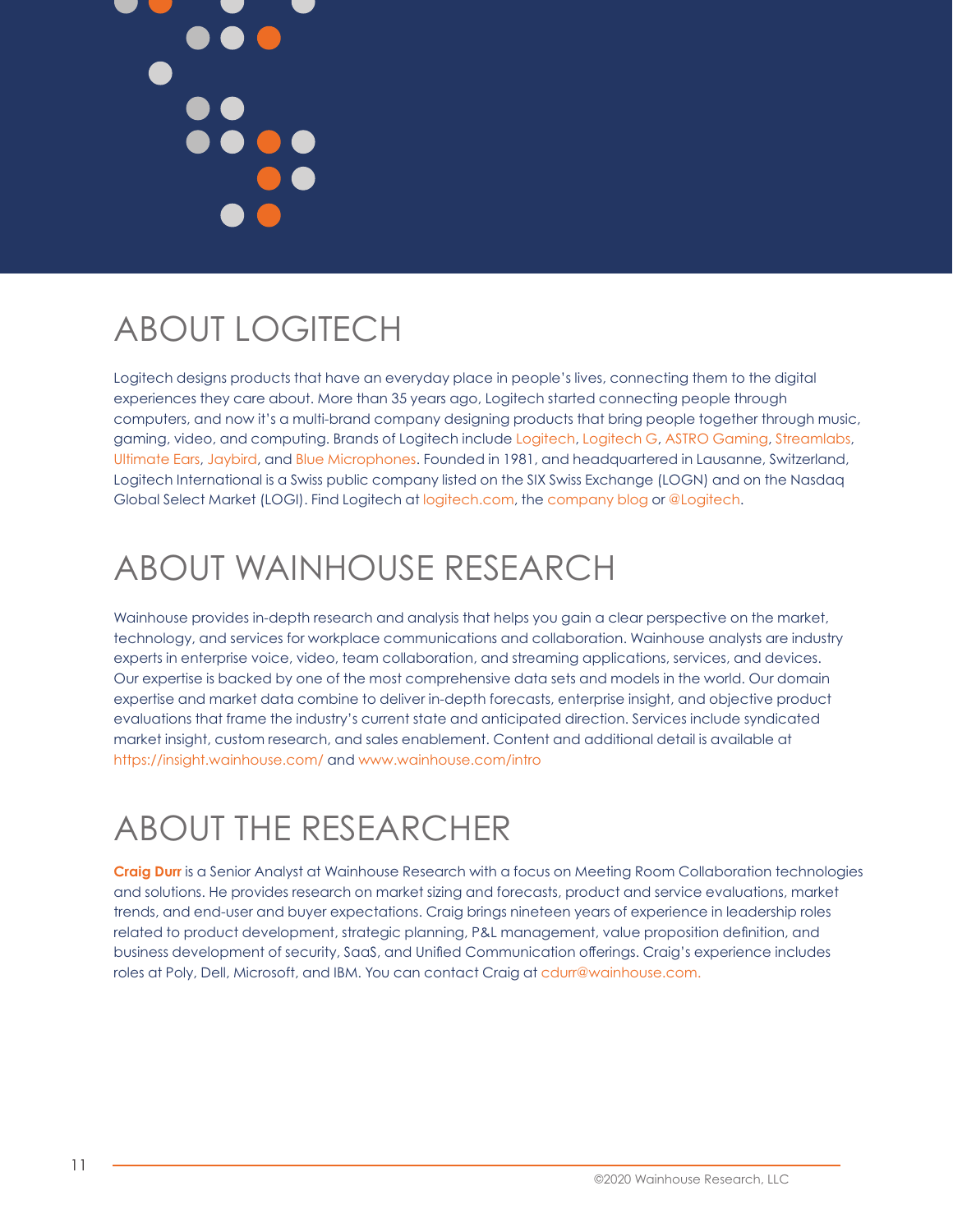# ABOUT LOGITECH

Logitech designs products that have an everyday place in people's lives, connecting them to the digital experiences they care about. More than 35 years ago, Logitech started connecting people through computers, and now it's a multi-brand company designing products that bring people together through music, gaming, video, and computing. Brands of Logitech include Logitech, Logitech G, ASTRO Gaming, Streamlabs, Ultimate Ears, Jaybird, and Blue Microphones. Founded in 1981, and headquartered in Lausanne, Switzerland, Logitech International is a Swiss public company listed on the SIX Swiss Exchange (LOGN) and on the Nasdaq Global Select Market (LOGI). Find Logitech at logitech.com, the company blog or @Logitech.

# ABOUT WAINHOUSE RESEARCH

Wainhouse provides in-depth research and analysis that helps you gain a clear perspective on the market, technology, and services for workplace communications and collaboration. Wainhouse analysts are industry experts in enterprise voice, video, team collaboration, and streaming applications, services, and devices. Our expertise is backed by one of the most comprehensive data sets and models in the world. Our domain expertise and market data combine to deliver in-depth forecasts, enterprise insight, and objective product evaluations that frame the industry's current state and anticipated direction. Services include syndicated market insight, custom research, and sales enablement. Content and additional detail is available at https://insight.wainhouse.com/ and www.wainhouse.com/intro

# ABOUT THE RESEARCHER

**Craig Durr** is a Senior Analyst at Wainhouse Research with a focus on Meeting Room Collaboration technologies and solutions. He provides research on market sizing and forecasts, product and service evaluations, market trends, and end-user and buyer expectations. Craig brings nineteen years of experience in leadership roles related to product development, strategic planning, P&L management, value proposition definition, and business development of security, SaaS, and Unified Communication offerings. Craig's experience includes roles at Poly, Dell, Microsoft, and IBM. You can contact Craig at cdurr@wainhouse.com.

©2020 Wainhouse Research, LLC